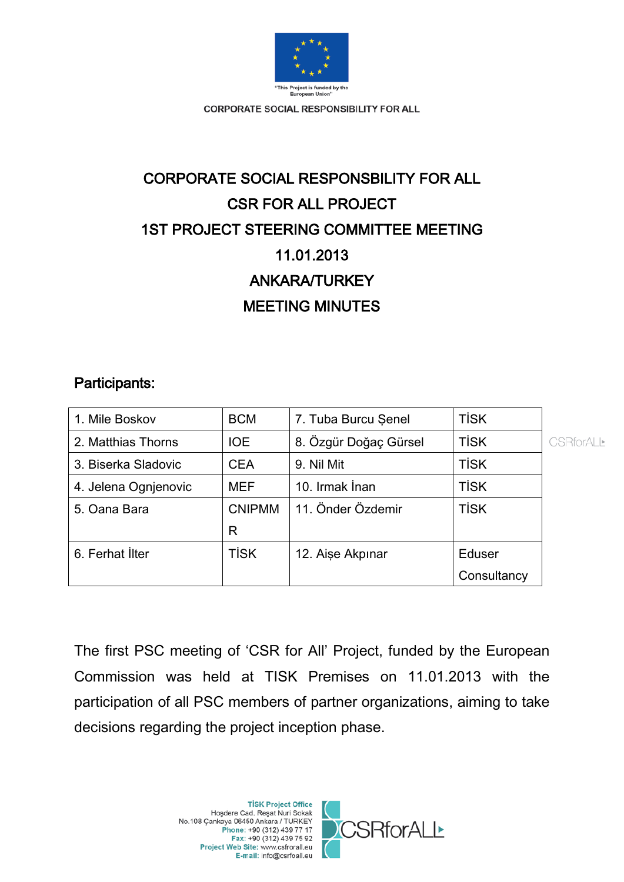"This Project is funded by the European Union"

CORPORATE SOCIAL RESPONSIBILITY FOR ALL

# CORPORATE SOCIAL RESPONSBILITY FOR ALL
# CSR FOR ALL PROJECT
# 1ST PROJECT STEERING COMMITTEE MEETING
# 11.01.2013
# ANKARA/TURKEY
# MEETING MINUTES

## Participants:

| | | | |
|---|---|---|---|
| 1. Mile Boskov | BCM | 7. Tuba Burcu Şenel | TİSK |
| 2. Matthias Thorns | IOE | 8. Özgür Doğaç Gürsel | TİSK |
| 3. Biserka Sladovic | CEA | 9. Nil Mit | TİSK |
| 4. Jelena Ognjenovic | MEF | 10. Irmak İnan | TİSK |
| 5. Oana Bara | CNIPMMR | 11. Önder Özdemir | TİSK |
| 6. Ferhat İlter | TİSK | 12. Aişe Akpınar | Eduser Consultancy |

The first PSC meeting of 'CSR for All' Project, funded by the European Commission was held at TISK Premises on 11.01.2013 with the participation of all PSC members of partner organizations, aiming to take decisions regarding the project inception phase.

TİSK Project Office
Hoşdere Cad. Reşat Nuri Sokak
No.108 Çankaya 06450 Ankara / TURKEY
Phone: +90 (312) 439 77 17
Fax: +90 (312) 439 75 92
Project Web Site: www.csfrorall.eu
E-mail: info@csrfoall.eu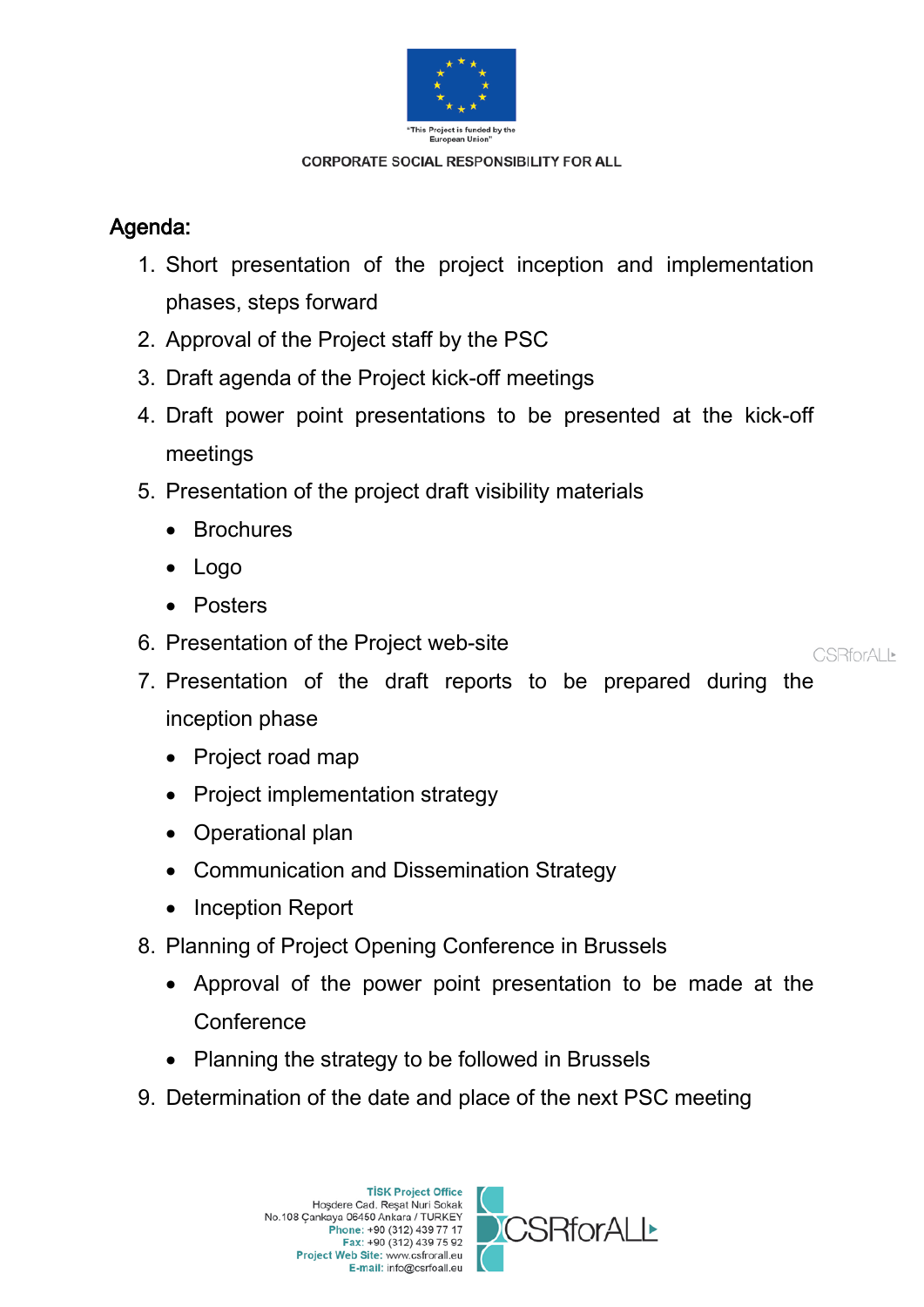## Agenda:

1. Short presentation of the project inception and implementation phases, steps forward
2. Approval of the Project staff by the PSC
3. Draft agenda of the Project kick-off meetings
4. Draft power point presentations to be presented at the kick-off meetings
5. Presentation of the project draft visibility materials
   - Brochures
   - Logo
   - Posters
6. Presentation of the Project web-site
7. Presentation of the draft reports to be prepared during the inception phase
   - Project road map
   - Project implementation strategy
   - Operational plan
   - Communication and Dissemination Strategy
   - Inception Report
8. Planning of Project Opening Conference in Brussels
   - Approval of the power point presentation to be made at the Conference
   - Planning the strategy to be followed in Brussels
9. Determination of the date and place of the next PSC meeting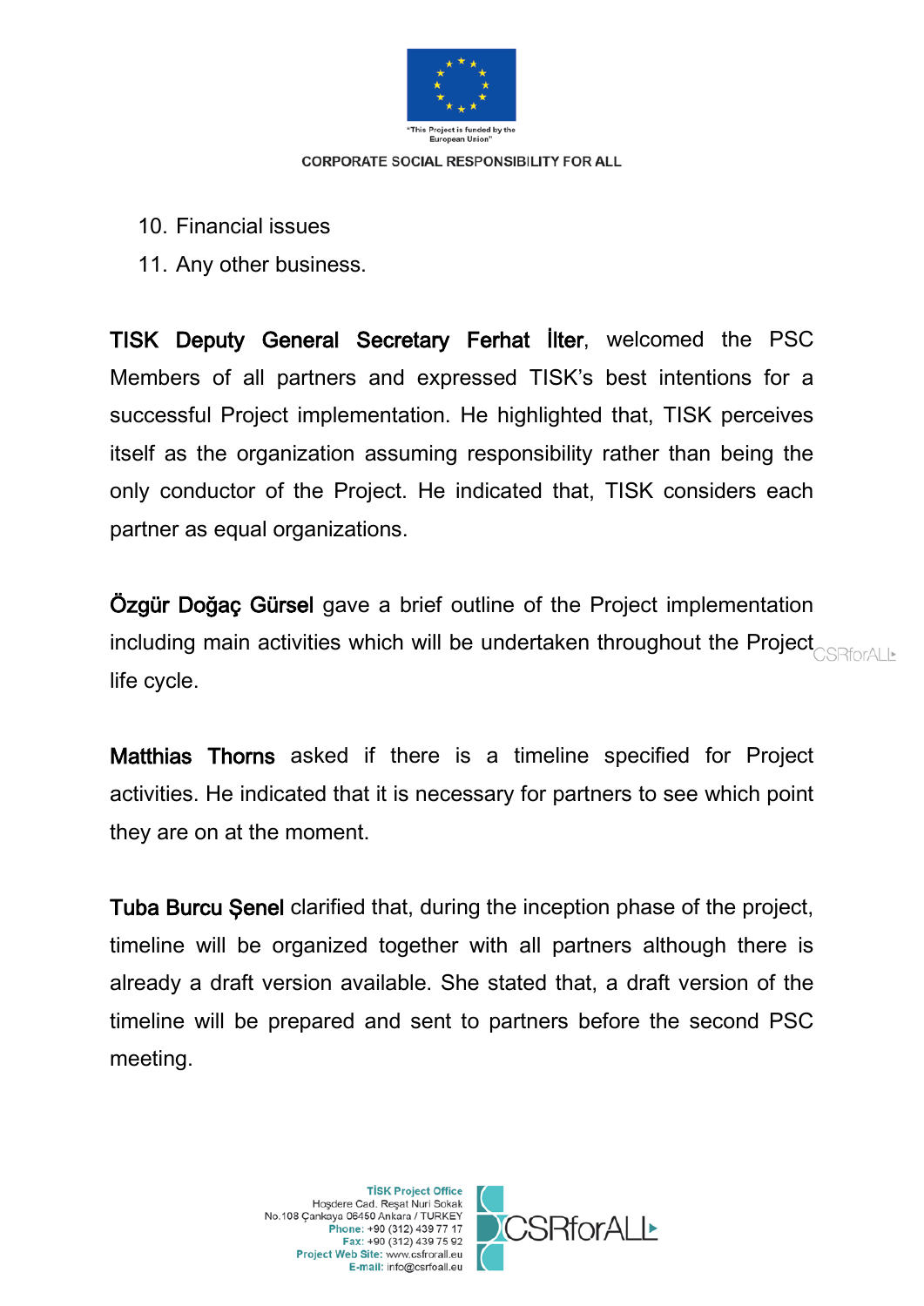10. Financial issues
11. Any other business.

**TISK Deputy General Secretary Ferhat İlter**, welcomed the PSC Members of all partners and expressed TISK's best intentions for a successful Project implementation. He highlighted that, TISK perceives itself as the organization assuming responsibility rather than being the only conductor of the Project. He indicated that, TISK considers each partner as equal organizations.

**Özgür Doğaç Gürsel** gave a brief outline of the Project implementation including main activities which will be undertaken throughout the Project life cycle.

**Matthias Thorns** asked if there is a timeline specified for Project activities. He indicated that it is necessary for partners to see which point they are on at the moment.

**Tuba Burcu Şenel** clarified that, during the inception phase of the project, timeline will be organized together with all partners although there is already a draft version available. She stated that, a draft version of the timeline will be prepared and sent to partners before the second PSC meeting.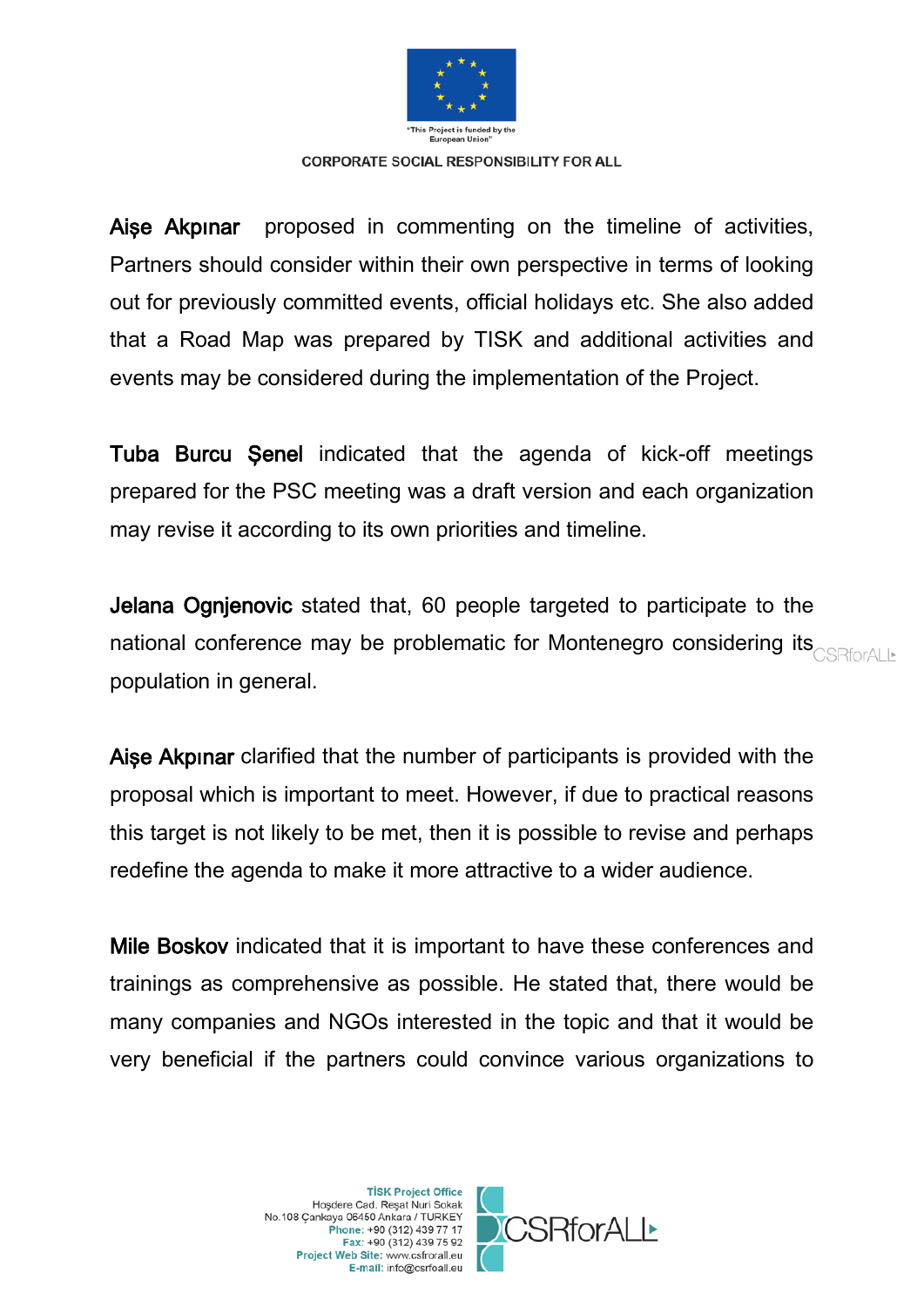**Aişe Akpınar** proposed in commenting on the timeline of activities, Partners should consider within their own perspective in terms of looking out for previously committed events, official holidays etc. She also added that a Road Map was prepared by TISK and additional activities and events may be considered during the implementation of the Project.

**Tuba Burcu Şenel** indicated that the agenda of kick-off meetings prepared for the PSC meeting was a draft version and each organization may revise it according to its own priorities and timeline.

**Jelana Ognjenovic** stated that, 60 people targeted to participate to the national conference may be problematic for Montenegro considering its population in general.

**Aişe Akpınar** clarified that the number of participants is provided with the proposal which is important to meet. However, if due to practical reasons this target is not likely to be met, then it is possible to revise and perhaps redefine the agenda to make it more attractive to a wider audience.

**Mile Boskov** indicated that it is important to have these conferences and trainings as comprehensive as possible. He stated that, there would be many companies and NGOs interested in the topic and that it would be very beneficial if the partners could convince various organizations to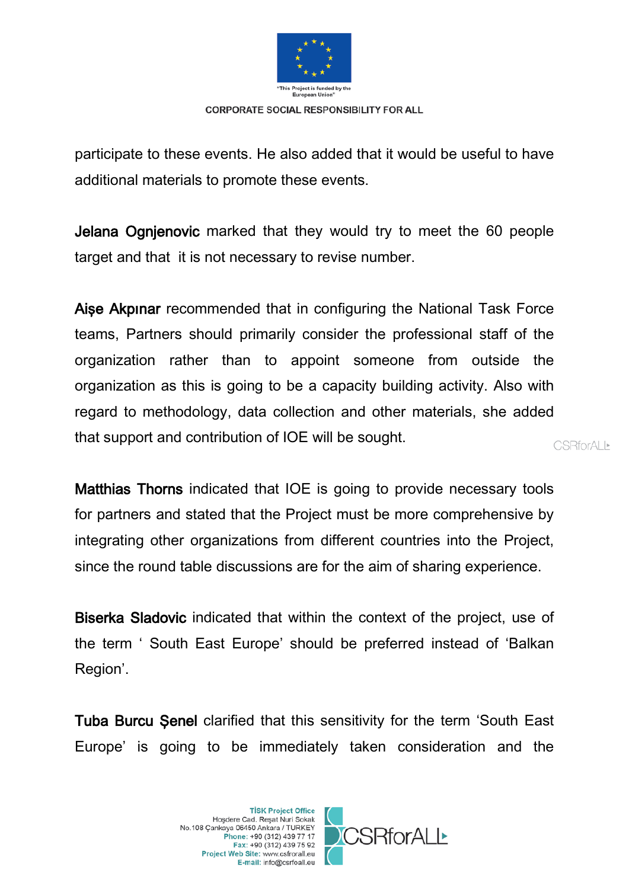participate to these events. He also added that it would be useful to have additional materials to promote these events.

**Jelana Ognjenovic** marked that they would try to meet the 60 people target and that it is not necessary to revise number.

**Aişe Akpınar** recommended that in configuring the National Task Force teams, Partners should primarily consider the professional staff of the organization rather than to appoint someone from outside the organization as this is going to be a capacity building activity. Also with regard to methodology, data collection and other materials, she added that support and contribution of IOE will be sought.

**Matthias Thorns** indicated that IOE is going to provide necessary tools for partners and stated that the Project must be more comprehensive by integrating other organizations from different countries into the Project, since the round table discussions are for the aim of sharing experience.

**Biserka Sladovic** indicated that within the context of the project, use of the term ‘ South East Europe’ should be preferred instead of ‘Balkan Region’.

**Tuba Burcu Şenel** clarified that this sensitivity for the term ‘South East Europe’ is going to be immediately taken consideration and the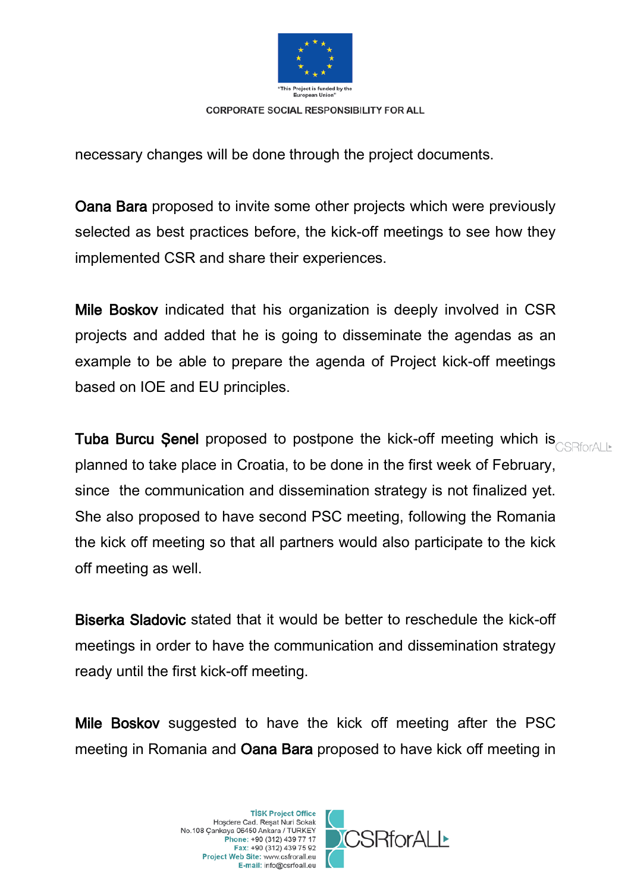necessary changes will be done through the project documents.

**Oana Bara** proposed to invite some other projects which were previously selected as best practices before, the kick-off meetings to see how they implemented CSR and share their experiences.

**Mile Boskov** indicated that his organization is deeply involved in CSR projects and added that he is going to disseminate the agendas as an example to be able to prepare the agenda of Project kick-off meetings based on IOE and EU principles.

**Tuba Burcu Şenel** proposed to postpone the kick-off meeting which is planned to take place in Croatia, to be done in the first week of February, since the communication and dissemination strategy is not finalized yet. She also proposed to have second PSC meeting, following the Romania the kick off meeting so that all partners would also participate to the kick off meeting as well.

**Biserka Sladovic** stated that it would be better to reschedule the kick-off meetings in order to have the communication and dissemination strategy ready until the first kick-off meeting.

**Mile Boskov** suggested to have the kick off meeting after the PSC meeting in Romania and **Oana Bara** proposed to have kick off meeting in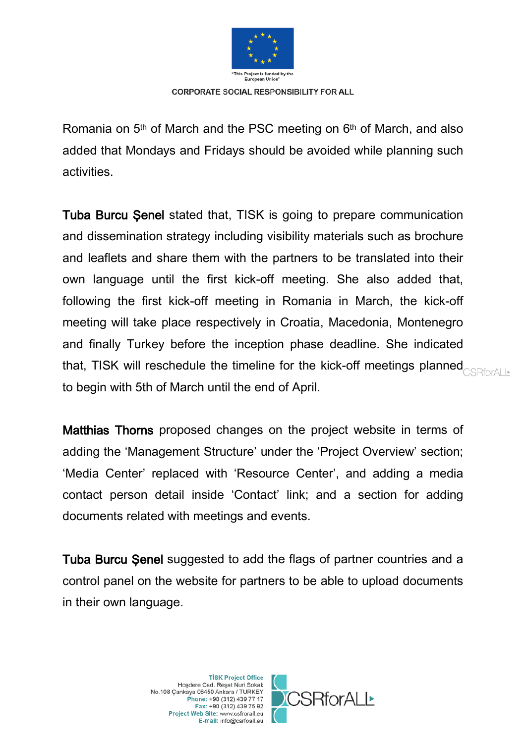Romania on 5th of March and the PSC meeting on 6th of March, and also added that Mondays and Fridays should be avoided while planning such activities.

**Tuba Burcu Şenel** stated that, TISK is going to prepare communication and dissemination strategy including visibility materials such as brochure and leaflets and share them with the partners to be translated into their own language until the first kick-off meeting. She also added that, following the first kick-off meeting in Romania in March, the kick-off meeting will take place respectively in Croatia, Macedonia, Montenegro and finally Turkey before the inception phase deadline. She indicated that, TISK will reschedule the timeline for the kick-off meetings planned to begin with 5th of March until the end of April.

**Matthias Thorns** proposed changes on the project website in terms of adding the 'Management Structure' under the 'Project Overview' section; 'Media Center' replaced with 'Resource Center', and adding a media contact person detail inside 'Contact' link; and a section for adding documents related with meetings and events.

**Tuba Burcu Şenel** suggested to add the flags of partner countries and a control panel on the website for partners to be able to upload documents in their own language.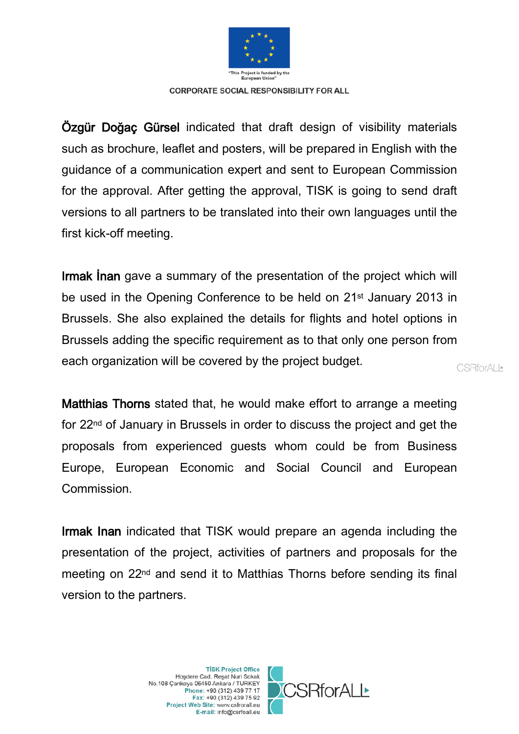**Özgür Doğaç Gürsel** indicated that draft design of visibility materials such as brochure, leaflet and posters, will be prepared in English with the guidance of a communication expert and sent to European Commission for the approval. After getting the approval, TISK is going to send draft versions to all partners to be translated into their own languages until the first kick-off meeting.

**Irmak İnan** gave a summary of the presentation of the project which will be used in the Opening Conference to be held on 21st January 2013 in Brussels. She also explained the details for flights and hotel options in Brussels adding the specific requirement as to that only one person from each organization will be covered by the project budget.

**Matthias Thorns** stated that, he would make effort to arrange a meeting for 22nd of January in Brussels in order to discuss the project and get the proposals from experienced guests whom could be from Business Europe, European Economic and Social Council and European Commission.

**Irmak Inan** indicated that TISK would prepare an agenda including the presentation of the project, activities of partners and proposals for the meeting on 22nd and send it to Matthias Thorns before sending its final version to the partners.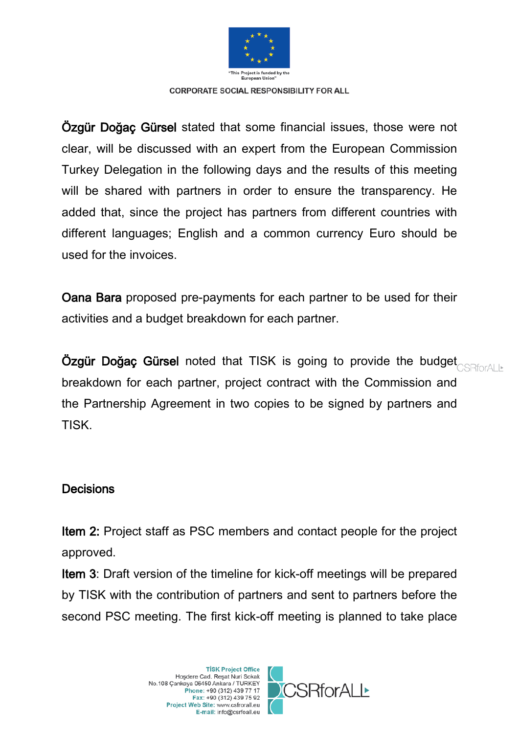**Özgür Doğaç Gürsel** stated that some financial issues, those were not clear, will be discussed with an expert from the European Commission Turkey Delegation in the following days and the results of this meeting will be shared with partners in order to ensure the transparency. He added that, since the project has partners from different countries with different languages; English and a common currency Euro should be used for the invoices.

**Oana Bara** proposed pre-payments for each partner to be used for their activities and a budget breakdown for each partner.

**Özgür Doğaç Gürsel** noted that TISK is going to provide the budget breakdown for each partner, project contract with the Commission and the Partnership Agreement in two copies to be signed by partners and TISK.

## Decisions

**Item 2:** Project staff as PSC members and contact people for the project approved.

**Item 3**: Draft version of the timeline for kick-off meetings will be prepared by TISK with the contribution of partners and sent to partners before the second PSC meeting. The first kick-off meeting is planned to take place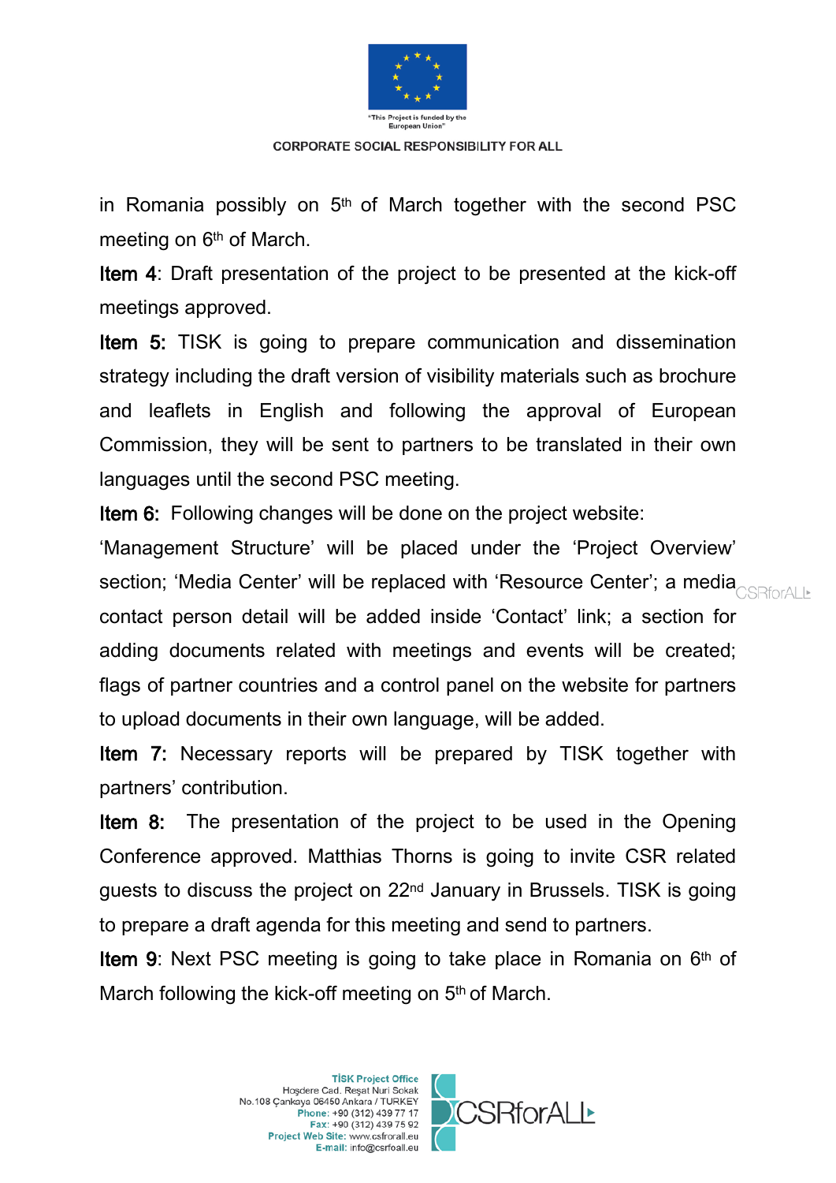in Romania possibly on 5th of March together with the second PSC meeting on 6th of March.

**Item 4**: Draft presentation of the project to be presented at the kick-off meetings approved.

**Item 5:** TISK is going to prepare communication and dissemination strategy including the draft version of visibility materials such as brochure and leaflets in English and following the approval of European Commission, they will be sent to partners to be translated in their own languages until the second PSC meeting.

**Item 6:** Following changes will be done on the project website: 'Management Structure' will be placed under the 'Project Overview' section; 'Media Center' will be replaced with 'Resource Center'; a media contact person detail will be added inside 'Contact' link; a section for adding documents related with meetings and events will be created; flags of partner countries and a control panel on the website for partners to upload documents in their own language, will be added.

**Item 7:** Necessary reports will be prepared by TISK together with partners' contribution.

**Item 8:** The presentation of the project to be used in the Opening Conference approved. Matthias Thorns is going to invite CSR related guests to discuss the project on 22nd January in Brussels. TISK is going to prepare a draft agenda for this meeting and send to partners.

**Item 9**: Next PSC meeting is going to take place in Romania on 6th of March following the kick-off meeting on 5th of March.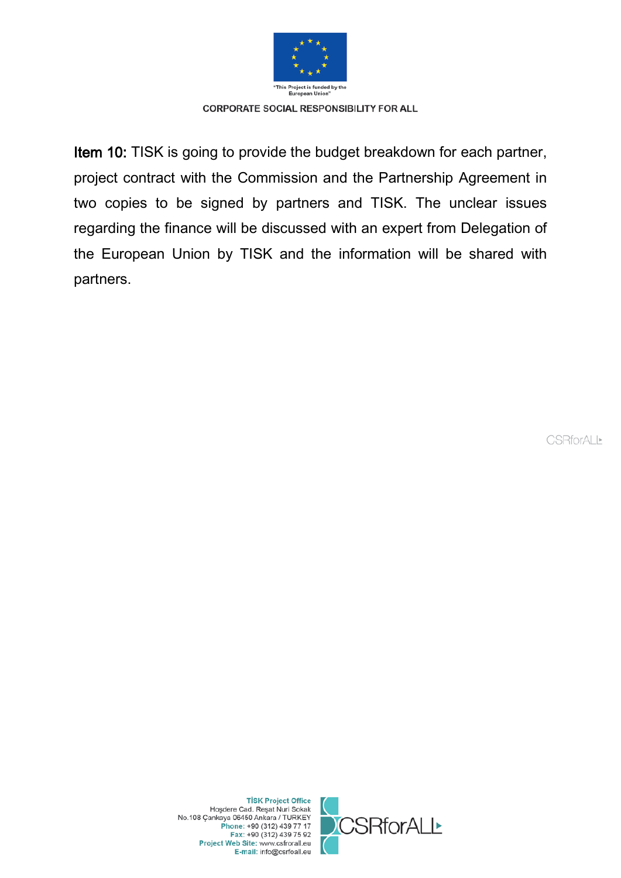**Item 10:** TISK is going to provide the budget breakdown for each partner, project contract with the Commission and the Partnership Agreement in two copies to be signed by partners and TISK. The unclear issues regarding the finance will be discussed with an expert from Delegation of the European Union by TISK and the information will be shared with partners.